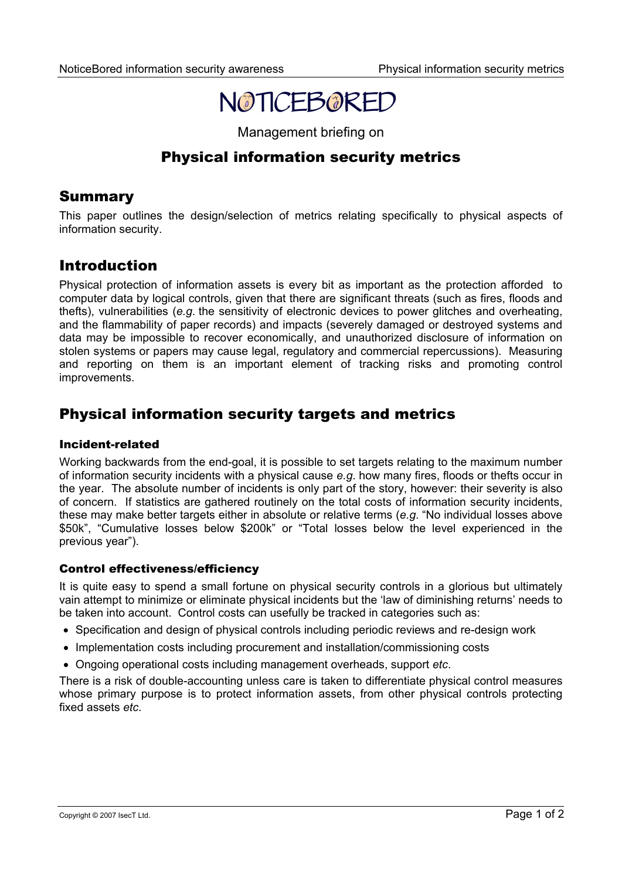# NOTICEBORED

Management briefing on

## Physical information security metrics

## Summary

This paper outlines the design/selection of metrics relating specifically to physical aspects of information security.

## Introduction

Physical protection of information assets is every bit as important as the protection afforded to computer data by logical controls, given that there are significant threats (such as fires, floods and thefts), vulnerabilities (*e.g*. the sensitivity of electronic devices to power glitches and overheating, and the flammability of paper records) and impacts (severely damaged or destroyed systems and data may be impossible to recover economically, and unauthorized disclosure of information on stolen systems or papers may cause legal, regulatory and commercial repercussions). Measuring and reporting on them is an important element of tracking risks and promoting control improvements.

## Physical information security targets and metrics

### Incident-related

Working backwards from the end-goal, it is possible to set targets relating to the maximum number of information security incidents with a physical cause *e.g*. how many fires, floods or thefts occur in the year. The absolute number of incidents is only part of the story, however: their severity is also of concern. If statistics are gathered routinely on the total costs of information security incidents, these may make better targets either in absolute or relative terms (*e.g*. "No individual losses above $50k", "Cumulative losses below $200k" or "Total losses below the level experienced in the previous year").

### Control effectiveness/efficiency

It is quite easy to spend a small fortune on physical security controls in a glorious but ultimately vain attempt to minimize or eliminate physical incidents but the 'law of diminishing returns' needs to be taken into account. Control costs can usefully be tracked in categories such as:

- Specification and design of physical controls including periodic reviews and re-design work
- Implementation costs including procurement and installation/commissioning costs
- Ongoing operational costs including management overheads, support *etc*.

There is a risk of double-accounting unless care is taken to differentiate physical control measures whose primary purpose is to protect information assets, from other physical controls protecting fixed assets *etc*.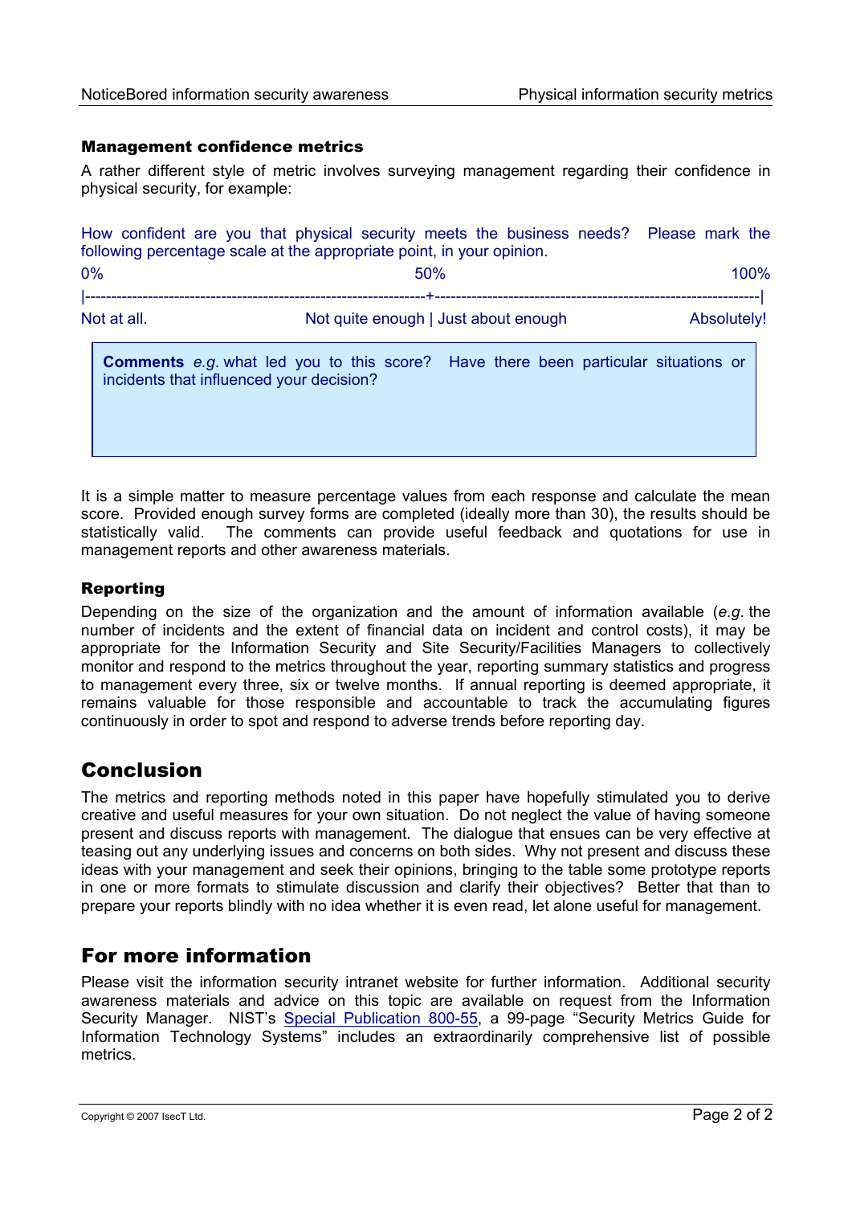### Management confidence metrics

A rather different style of metric involves surveying management regarding their confidence in physical security, for example:

How confident are you that physical security meets the business needs? Please mark the following percentage scale at the appropriate point, in your opinion.

0% 50% 100%

|-----------------------------------------------------------------+-----------------------------------------------------------------|

Not at all. Not quite enough | Just about enough Absolutely!

> **Comments** *e.g.* what led you to this score? Have there been particular situations or incidents that influenced your decision?

It is a simple matter to measure percentage values from each response and calculate the mean score. Provided enough survey forms are completed (ideally more than 30), the results should be statistically valid. The comments can provide useful feedback and quotations for use in management reports and other awareness materials.

### Reporting

Depending on the size of the organization and the amount of information available (*e.g.* the number of incidents and the extent of financial data on incident and control costs), it may be appropriate for the Information Security and Site Security/Facilities Managers to collectively monitor and respond to the metrics throughout the year, reporting summary statistics and progress to management every three, six or twelve months. If annual reporting is deemed appropriate, it remains valuable for those responsible and accountable to track the accumulating figures continuously in order to spot and respond to adverse trends before reporting day.

## Conclusion

The metrics and reporting methods noted in this paper have hopefully stimulated you to derive creative and useful measures for your own situation. Do not neglect the value of having someone present and discuss reports with management. The dialogue that ensues can be very effective at teasing out any underlying issues and concerns on both sides. Why not present and discuss these ideas with your management and seek their opinions, bringing to the table some prototype reports in one or more formats to stimulate discussion and clarify their objectives? Better that than to prepare your reports blindly with no idea whether it is even read, let alone useful for management.

## For more information

Please visit the information security intranet website for further information. Additional security awareness materials and advice on this topic are available on request from the Information Security Manager. NIST's Special Publication 800-55, a 99-page "Security Metrics Guide for Information Technology Systems" includes an extraordinarily comprehensive list of possible metrics.

Copyright © 2007 IsecT Ltd.